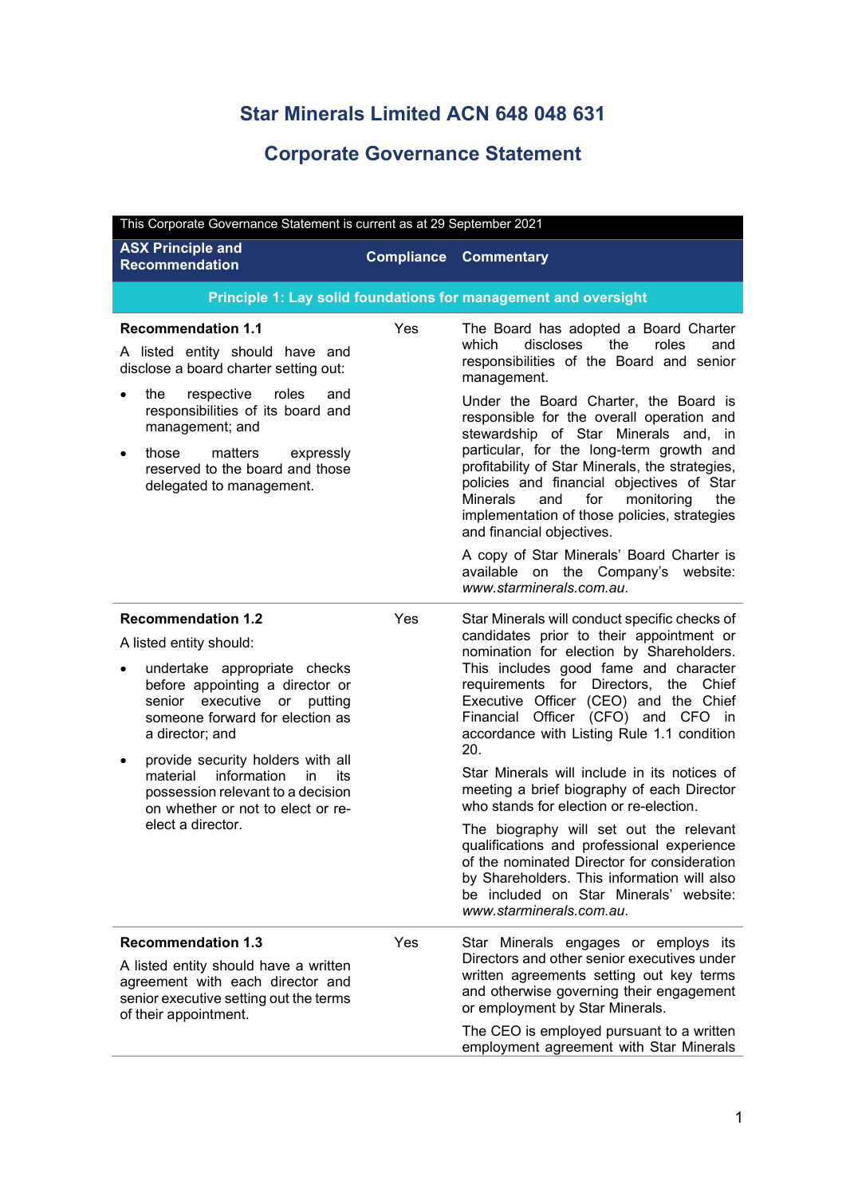# Star Minerals Limited ACN 648 048 631

## Corporate Governance Statement

| This Corporate Governance Statement is current as at 29 September 2021 | | |
|---|---|---|
| **ASX Principle and Recommendation** | **Compliance** | **Commentary** |
| **Principle 1: Lay solid foundations for management and oversight** | | |
| **Recommendation 1.1**<br><br>A listed entity should have and disclose a board charter setting out:<br><br>• the respective roles and responsibilities of its board and management; and<br><br>• those matters expressly reserved to the board and those delegated to management. | Yes | The Board has adopted a Board Charter which discloses the roles and responsibilities of the Board and senior management.<br><br>Under the Board Charter, the Board is responsible for the overall operation and stewardship of Star Minerals and, in particular, for the long-term growth and profitability of Star Minerals, the strategies, policies and financial objectives of Star Minerals and for monitoring the implementation of those policies, strategies and financial objectives.<br><br>A copy of Star Minerals' Board Charter is available on the Company's website: *www.starminerals.com.au*. |
| **Recommendation 1.2**<br><br>A listed entity should:<br><br>• undertake appropriate checks before appointing a director or senior executive or putting someone forward for election as a director; and<br><br>• provide security holders with all material information in its possession relevant to a decision on whether or not to elect or re-elect a director. | Yes | Star Minerals will conduct specific checks of candidates prior to their appointment or nomination for election by Shareholders. This includes good fame and character requirements for Directors, the Chief Executive Officer (CEO) and the Chief Financial Officer (CFO) and CFO in accordance with Listing Rule 1.1 condition 20.<br><br>Star Minerals will include in its notices of meeting a brief biography of each Director who stands for election or re-election.<br><br>The biography will set out the relevant qualifications and professional experience of the nominated Director for consideration by Shareholders. This information will also be included on Star Minerals' website: *www.starminerals.com.au*. |
| **Recommendation 1.3**<br><br>A listed entity should have a written agreement with each director and senior executive setting out the terms of their appointment. | Yes | Star Minerals engages or employs its Directors and other senior executives under written agreements setting out key terms and otherwise governing their engagement or employment by Star Minerals.<br><br>The CEO is employed pursuant to a written employment agreement with Star Minerals |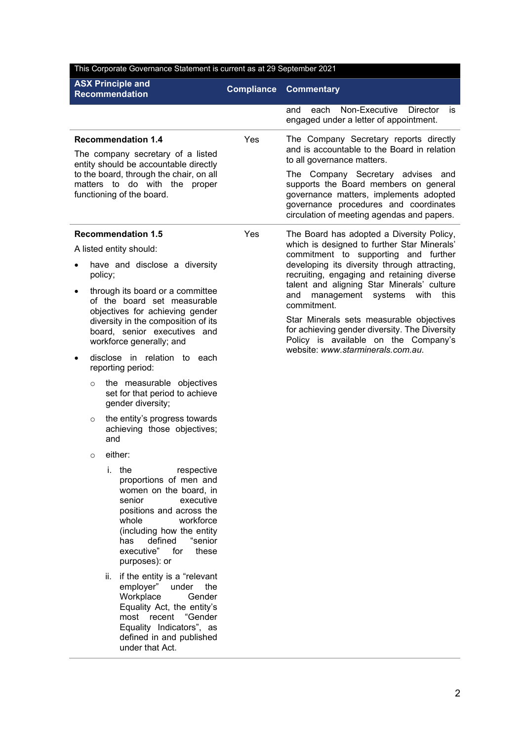This Corporate Governance Statement is current as at 29 September 2021

| ASX Principle and Recommendation | Compliance | Commentary |
|---|---|---|
| | | and each Non-Executive Director is engaged under a letter of appointment. |
| **Recommendation 1.4**<br><br>The company secretary of a listed entity should be accountable directly to the board, through the chair, on all matters to do with the proper functioning of the board. | Yes | The Company Secretary reports directly and is accountable to the Board in relation to all governance matters.<br><br>The Company Secretary advises and supports the Board members on general governance matters, implements adopted governance procedures and coordinates circulation of meeting agendas and papers. |
| **Recommendation 1.5**<br><br>A listed entity should:<br>• have and disclose a diversity policy;<br>• through its board or a committee of the board set measurable objectives for achieving gender diversity in the composition of its board, senior executives and workforce generally; and<br>• disclose in relation to each reporting period:<br>&nbsp;&nbsp;○ the measurable objectives set for that period to achieve gender diversity;<br>&nbsp;&nbsp;○ the entity's progress towards achieving those objectives; and<br>&nbsp;&nbsp;○ either:<br>&nbsp;&nbsp;&nbsp;&nbsp;i. the respective proportions of men and women on the board, in senior executive positions and across the whole workforce (including how the entity has defined "senior executive" for these purposes): or<br>&nbsp;&nbsp;&nbsp;&nbsp;ii. if the entity is a "relevant employer" under the Workplace Gender Equality Act, the entity's most recent "Gender Equality Indicators", as defined in and published under that Act. | Yes | The Board has adopted a Diversity Policy, which is designed to further Star Minerals' commitment to supporting and further developing its diversity through attracting, recruiting, engaging and retaining diverse talent and aligning Star Minerals' culture and management systems with this commitment.<br><br>Star Minerals sets measurable objectives for achieving gender diversity. The Diversity Policy is available on the Company's website: *www.starminerals.com.au.* |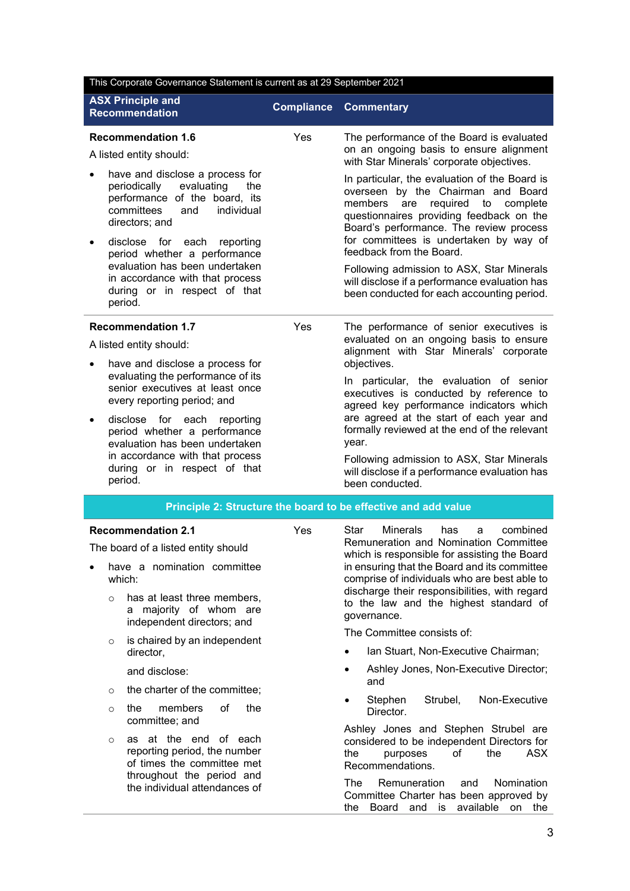| This Corporate Governance Statement is current as at 29 September 2021 | | |
|---|---|---|
| **ASX Principle and Recommendation** | **Compliance** | **Commentary** |
| **Recommendation 1.6**<br>A listed entity should:<br>• have and disclose a process for periodically evaluating the performance of the board, its committees and individual directors; and<br>• disclose for each reporting period whether a performance evaluation has been undertaken in accordance with that process during or in respect of that period. | Yes | The performance of the Board is evaluated on an ongoing basis to ensure alignment with Star Minerals' corporate objectives.<br>In particular, the evaluation of the Board is overseen by the Chairman and Board members are required to complete questionnaires providing feedback on the Board's performance. The review process for committees is undertaken by way of feedback from the Board.<br>Following admission to ASX, Star Minerals will disclose if a performance evaluation has been conducted for each accounting period. |
| **Recommendation 1.7**<br>A listed entity should:<br>• have and disclose a process for evaluating the performance of its senior executives at least once every reporting period; and<br>• disclose for each reporting period whether a performance evaluation has been undertaken in accordance with that process during or in respect of that period. | Yes | The performance of senior executives is evaluated on an ongoing basis to ensure alignment with Star Minerals' corporate objectives.<br>In particular, the evaluation of senior executives is conducted by reference to agreed key performance indicators which are agreed at the start of each year and formally reviewed at the end of the relevant year.<br>Following admission to ASX, Star Minerals will disclose if a performance evaluation has been conducted. |
| **Principle 2: Structure the board to be effective and add value** | | |
| **Recommendation 2.1**<br>The board of a listed entity should<br>• have a nomination committee which:<br>  ○ has at least three members, a majority of whom are independent directors; and<br>  ○ is chaired by an independent director,<br>  and disclose:<br>  ○ the charter of the committee;<br>  ○ the members of the committee; and<br>  ○ as at the end of each reporting period, the number of times the committee met throughout the period and the individual attendances of | Yes | Star Minerals has a combined Remuneration and Nomination Committee which is responsible for assisting the Board in ensuring that the Board and its committee comprise of individuals who are best able to discharge their responsibilities, with regard to the law and the highest standard of governance.<br>The Committee consists of:<br>• Ian Stuart, Non-Executive Chairman;<br>• Ashley Jones, Non-Executive Director; and<br>• Stephen Strubel, Non-Executive Director.<br>Ashley Jones and Stephen Strubel are considered to be independent Directors for the purposes of the ASX Recommendations.<br>The Remuneration and Nomination Committee Charter has been approved by the Board and is available on the |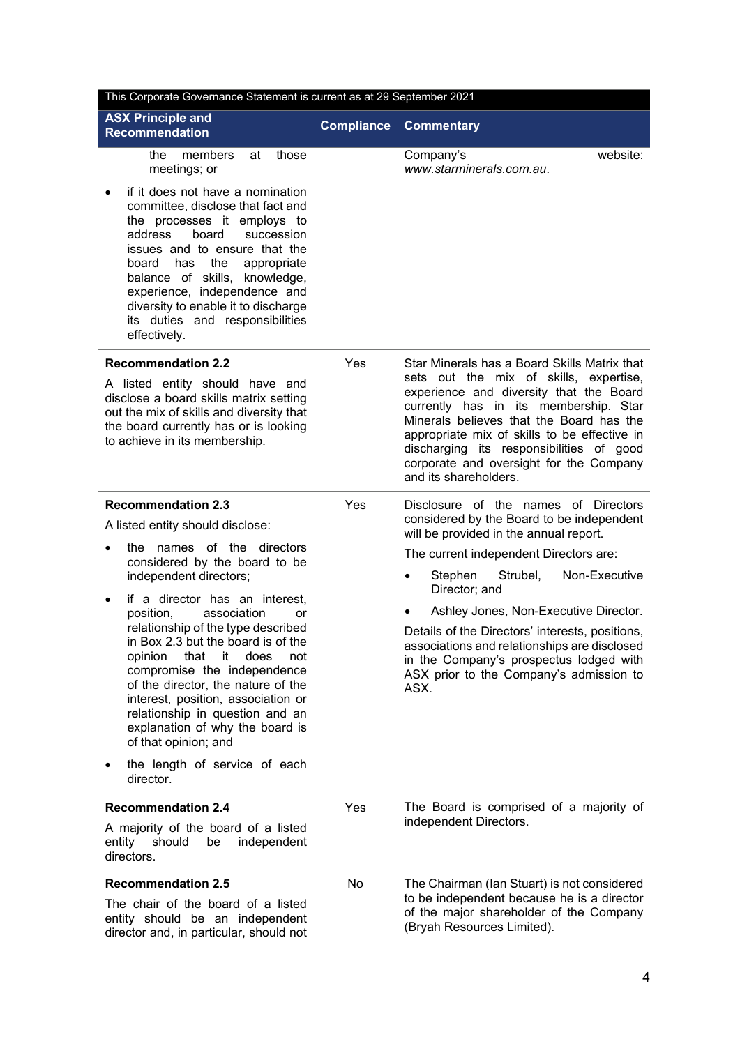This Corporate Governance Statement is current as at 29 September 2021

| ASX Principle and Recommendation | Compliance | Commentary |
| --- | --- | --- |
| the members at those meetings; or<br>• if it does not have a nomination committee, disclose that fact and the processes it employs to address board succession issues and to ensure that the board has the appropriate balance of skills, knowledge, experience, independence and diversity to enable it to discharge its duties and responsibilities effectively. | | Company's website: *www.starminerals.com.au*. |
| **Recommendation 2.2**<br>A listed entity should have and disclose a board skills matrix setting out the mix of skills and diversity that the board currently has or is looking to achieve in its membership. | Yes | Star Minerals has a Board Skills Matrix that sets out the mix of skills, expertise, experience and diversity that the Board currently has in its membership. Star Minerals believes that the Board has the appropriate mix of skills to be effective in discharging its responsibilities of good corporate and oversight for the Company and its shareholders. |
| **Recommendation 2.3**<br>A listed entity should disclose:<br>• the names of the directors considered by the board to be independent directors;<br>• if a director has an interest, position, association or relationship of the type described in Box 2.3 but the board is of the opinion that it does not compromise the independence of the director, the nature of the interest, position, association or relationship in question and an explanation of why the board is of that opinion; and<br>• the length of service of each director. | Yes | Disclosure of the names of Directors considered by the Board to be independent will be provided in the annual report.<br>The current independent Directors are:<br>• Stephen Strubel, Non-Executive Director; and<br>• Ashley Jones, Non-Executive Director.<br>Details of the Directors' interests, positions, associations and relationships are disclosed in the Company's prospectus lodged with ASX prior to the Company's admission to ASX. |
| **Recommendation 2.4**<br>A majority of the board of a listed entity should be independent directors. | Yes | The Board is comprised of a majority of independent Directors. |
| **Recommendation 2.5**<br>The chair of the board of a listed entity should be an independent director and, in particular, should not | No | The Chairman (Ian Stuart) is not considered to be independent because he is a director of the major shareholder of the Company (Bryah Resources Limited). |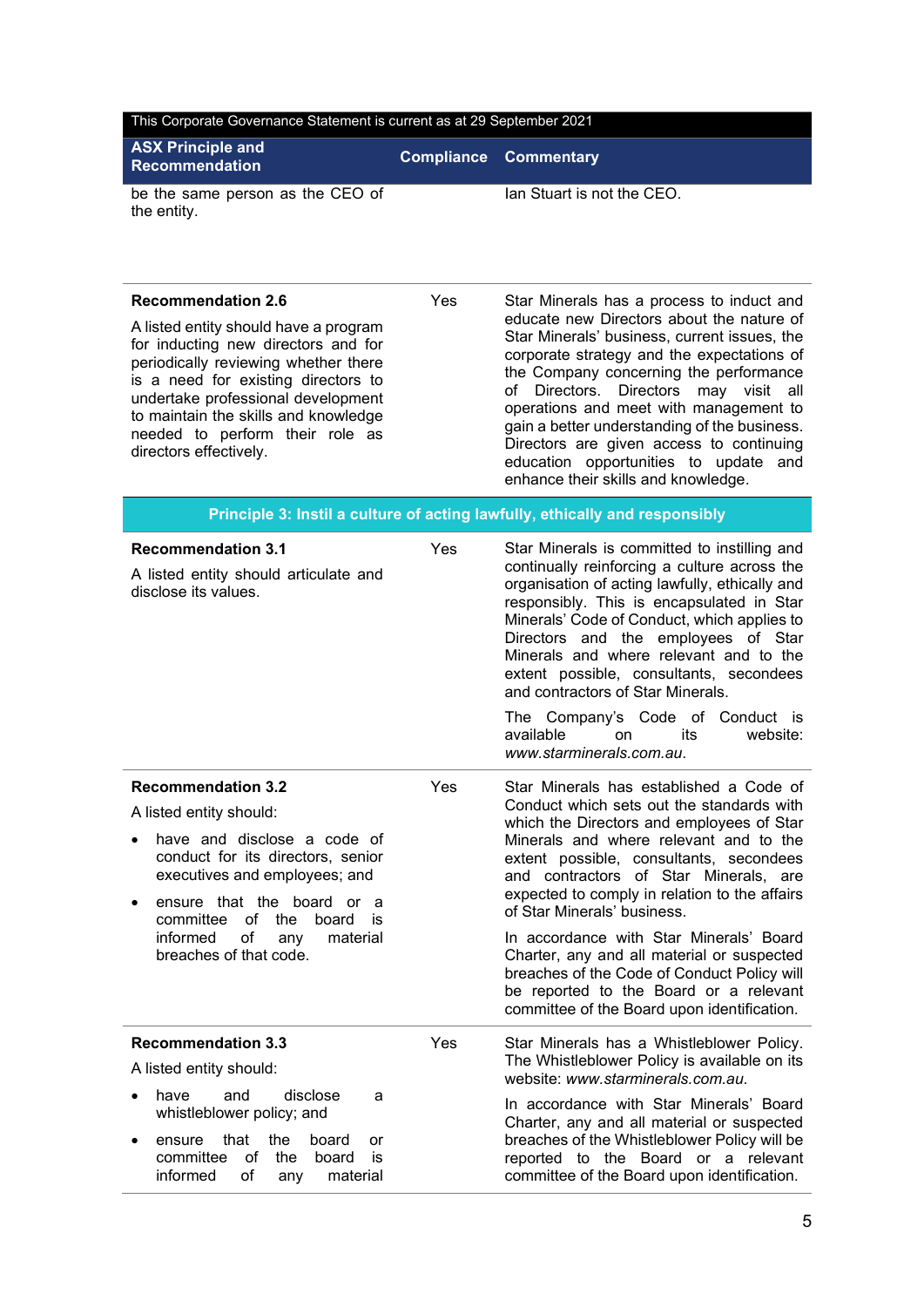This Corporate Governance Statement is current as at 29 September 2021

| ASX Principle and Recommendation | Compliance | Commentary |
| --- | --- | --- |
| be the same person as the CEO of the entity. | | Ian Stuart is not the CEO. |
| **Recommendation 2.6**<br><br>A listed entity should have a program for inducting new directors and for periodically reviewing whether there is a need for existing directors to undertake professional development to maintain the skills and knowledge needed to perform their role as directors effectively. | Yes | Star Minerals has a process to induct and educate new Directors about the nature of Star Minerals' business, current issues, the corporate strategy and the expectations of the Company concerning the performance of Directors. Directors may visit all operations and meet with management to gain a better understanding of the business. Directors are given access to continuing education opportunities to update and enhance their skills and knowledge. |
| **Principle 3: Instil a culture of acting lawfully, ethically and responsibly** | | |
| **Recommendation 3.1**<br><br>A listed entity should articulate and disclose its values. | Yes | Star Minerals is committed to instilling and continually reinforcing a culture across the organisation of acting lawfully, ethically and responsibly. This is encapsulated in Star Minerals' Code of Conduct, which applies to Directors and the employees of Star Minerals and where relevant and to the extent possible, consultants, secondees and contractors of Star Minerals.<br><br>The Company's Code of Conduct is available on its website: *www.starminerals.com.au*. |
| **Recommendation 3.2**<br><br>A listed entity should:<br><br>• have and disclose a code of conduct for its directors, senior executives and employees; and<br><br>• ensure that the board or a committee of the board is informed of any material breaches of that code. | Yes | Star Minerals has established a Code of Conduct which sets out the standards with which the Directors and employees of Star Minerals and where relevant and to the extent possible, consultants, secondees and contractors of Star Minerals, are expected to comply in relation to the affairs of Star Minerals' business.<br><br>In accordance with Star Minerals' Board Charter, any and all material or suspected breaches of the Code of Conduct Policy will be reported to the Board or a relevant committee of the Board upon identification. |
| **Recommendation 3.3**<br><br>A listed entity should:<br><br>• have and disclose a whistleblower policy; and<br><br>• ensure that the board or committee of the board is informed of any material | Yes | Star Minerals has a Whistleblower Policy. The Whistleblower Policy is available on its website: *www.starminerals.com.au*.<br><br>In accordance with Star Minerals' Board Charter, any and all material or suspected breaches of the Whistleblower Policy will be reported to the Board or a relevant committee of the Board upon identification. |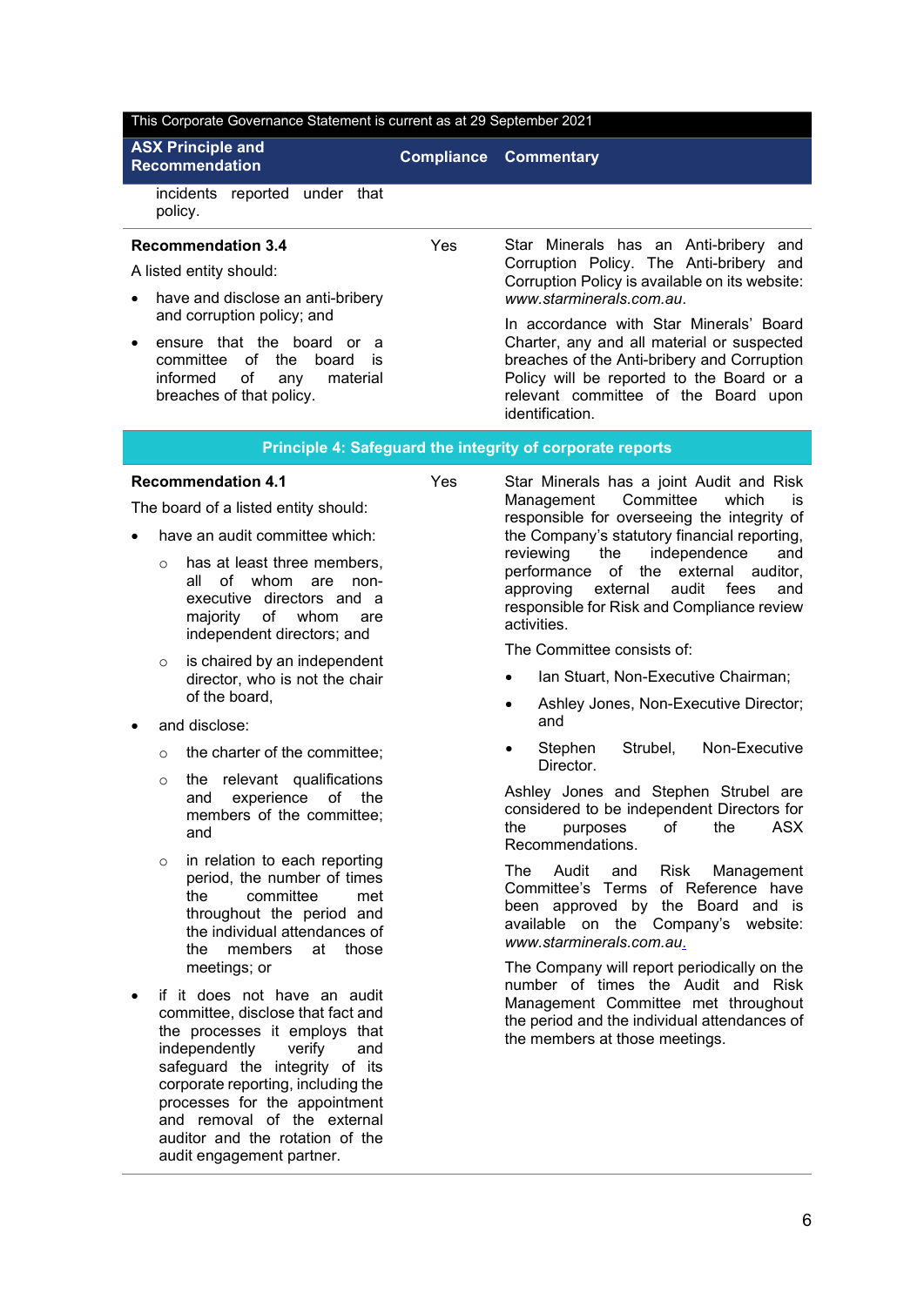This Corporate Governance Statement is current as at 29 September 2021

| ASX Principle and Recommendation | Compliance | Commentary |
|---|---|---|
| incidents reported under that policy. | | |
| **Recommendation 3.4**<br>A listed entity should:<br>• have and disclose an anti-bribery and corruption policy; and<br>• ensure that the board or a committee of the board is informed of any material breaches of that policy. | Yes | Star Minerals has an Anti-bribery and Corruption Policy. The Anti-bribery and Corruption Policy is available on its website: *www.starminerals.com.au*.<br>In accordance with Star Minerals' Board Charter, any and all material or suspected breaches of the Anti-bribery and Corruption Policy will be reported to the Board or a relevant committee of the Board upon identification. |
| **Principle 4: Safeguard the integrity of corporate reports** | | |
| **Recommendation 4.1**<br>The board of a listed entity should:<br>• have an audit committee which:<br>  ○ has at least three members, all of whom are non-executive directors and a majority of whom are independent directors; and<br>  ○ is chaired by an independent director, who is not the chair of the board,<br>• and disclose:<br>  ○ the charter of the committee;<br>  ○ the relevant qualifications and experience of the members of the committee; and<br>  ○ in relation to each reporting period, the number of times the committee met throughout the period and the individual attendances of the members at those meetings; or<br>• if it does not have an audit committee, disclose that fact and the processes it employs that independently verify and safeguard the integrity of its corporate reporting, including the processes for the appointment and removal of the external auditor and the rotation of the audit engagement partner. | Yes | Star Minerals has a joint Audit and Risk Management Committee which is responsible for overseeing the integrity of the Company's statutory financial reporting, reviewing the independence and performance of the external auditor, approving external audit fees and responsible for Risk and Compliance review activities.<br>The Committee consists of:<br>• Ian Stuart, Non-Executive Chairman;<br>• Ashley Jones, Non-Executive Director; and<br>• Stephen Strubel, Non-Executive Director.<br>Ashley Jones and Stephen Strubel are considered to be independent Directors for the purposes of the ASX Recommendations.<br>The Audit and Risk Management Committee's Terms of Reference have been approved by the Board and is available on the Company's website: *www.starminerals.com.au*.<br>The Company will report periodically on the number of times the Audit and Risk Management Committee met throughout the period and the individual attendances of the members at those meetings. |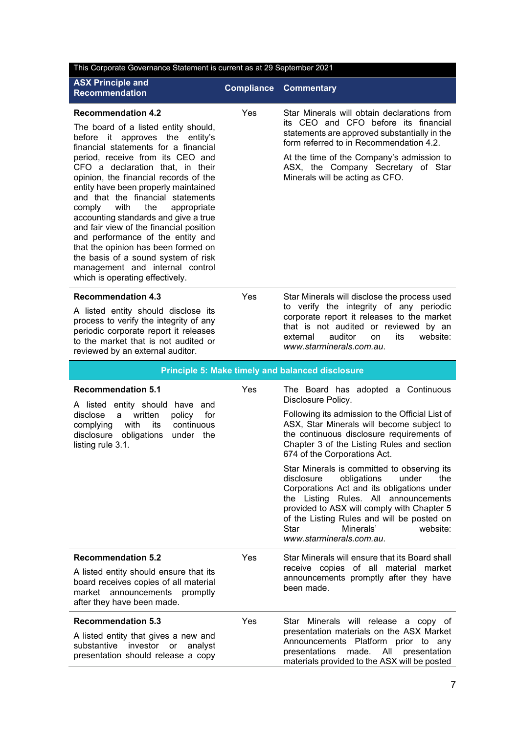| This Corporate Governance Statement is current as at 29 September 2021 | | |
|---|---|---|
| **ASX Principle and Recommendation** | **Compliance** | **Commentary** |
| **Recommendation 4.2**<br><br>The board of a listed entity should, before it approves the entity's financial statements for a financial period, receive from its CEO and CFO a declaration that, in their opinion, the financial records of the entity have been properly maintained and that the financial statements comply with the appropriate accounting standards and give a true and fair view of the financial position and performance of the entity and that the opinion has been formed on the basis of a sound system of risk management and internal control which is operating effectively. | Yes | Star Minerals will obtain declarations from its CEO and CFO before its financial statements are approved substantially in the form referred to in Recommendation 4.2.<br><br>At the time of the Company's admission to ASX, the Company Secretary of Star Minerals will be acting as CFO. |
| **Recommendation 4.3**<br><br>A listed entity should disclose its process to verify the integrity of any periodic corporate report it releases to the market that is not audited or reviewed by an external auditor. | Yes | Star Minerals will disclose the process used to verify the integrity of any periodic corporate report it releases to the market that is not audited or reviewed by an external auditor on its website: *www.starminerals.com.au*. |
| **Principle 5: Make timely and balanced disclosure** | | |
| **Recommendation 5.1**<br><br>A listed entity should have and disclose a written policy for complying with its continuous disclosure obligations under the listing rule 3.1. | Yes | The Board has adopted a Continuous Disclosure Policy.<br><br>Following its admission to the Official List of ASX, Star Minerals will become subject to the continuous disclosure requirements of Chapter 3 of the Listing Rules and section 674 of the Corporations Act.<br><br>Star Minerals is committed to observing its disclosure obligations under the Corporations Act and its obligations under the Listing Rules. All announcements provided to ASX will comply with Chapter 5 of the Listing Rules and will be posted on Star Minerals' website: *www.starminerals.com.au*. |
| **Recommendation 5.2**<br><br>A listed entity should ensure that its board receives copies of all material market announcements promptly after they have been made. | Yes | Star Minerals will ensure that its Board shall receive copies of all material market announcements promptly after they have been made. |
| **Recommendation 5.3**<br><br>A listed entity that gives a new and substantive investor or analyst presentation should release a copy | Yes | Star Minerals will release a copy of presentation materials on the ASX Market Announcements Platform prior to any presentations made. All presentation materials provided to the ASX will be posted |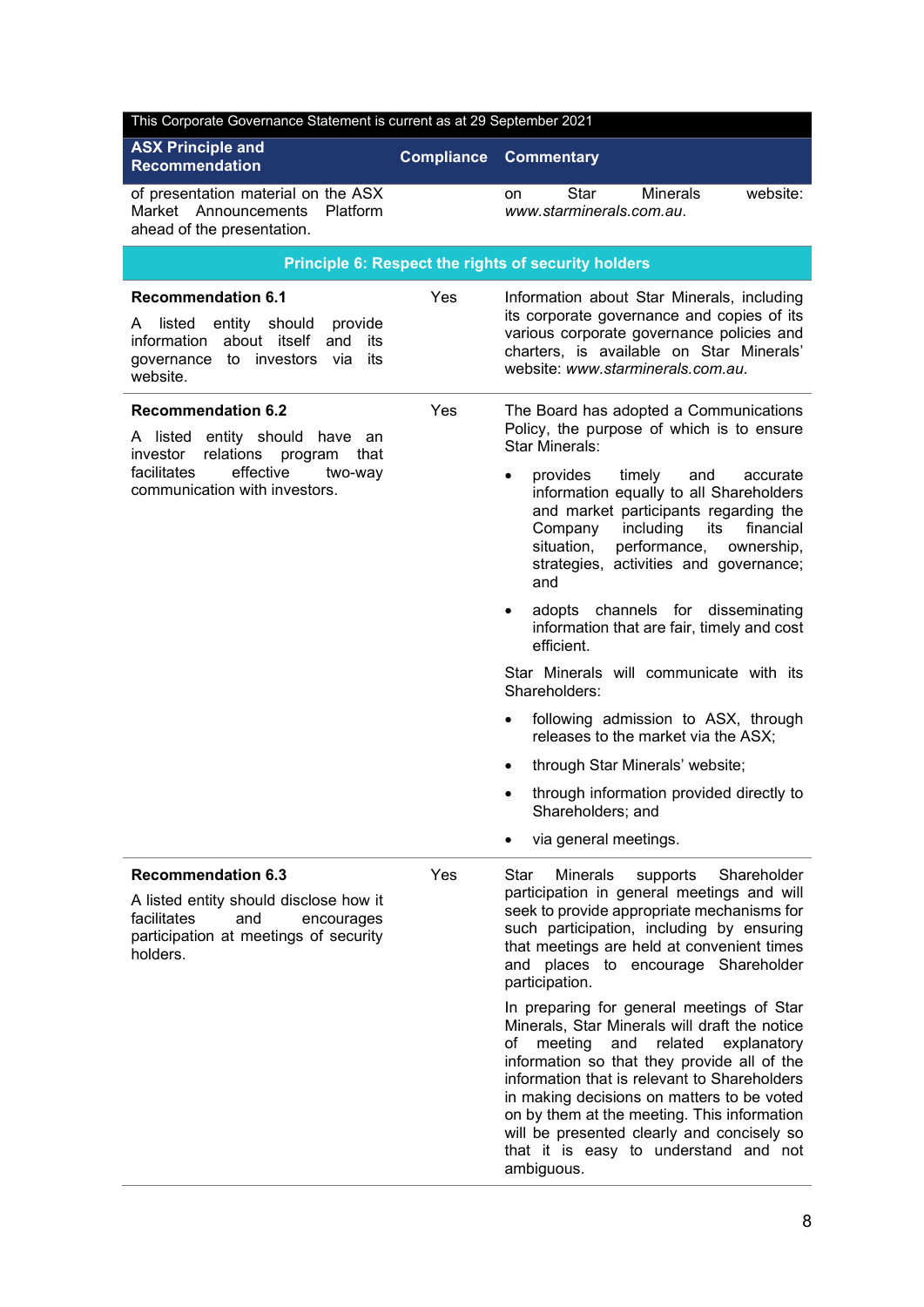| This Corporate Governance Statement is current as at 29 September 2021 | | |
|---|---|---|
| **ASX Principle and Recommendation** | **Compliance** | **Commentary** |
| of presentation material on the ASX Market Announcements Platform ahead of the presentation. | | on Star Minerals website: *www.starminerals.com.au*. |
| **Principle 6: Respect the rights of security holders** | | |
| **Recommendation 6.1**<br><br>A listed entity should provide information about itself and its governance to investors via its website. | Yes | Information about Star Minerals, including its corporate governance and copies of its various corporate governance policies and charters, is available on Star Minerals' website: *www.starminerals.com.au.* |
| **Recommendation 6.2**<br><br>A listed entity should have an investor relations program that facilitates effective two-way communication with investors. | Yes | The Board has adopted a Communications Policy, the purpose of which is to ensure Star Minerals:<br><br>• provides timely and accurate information equally to all Shareholders and market participants regarding the Company including its financial situation, performance, ownership, strategies, activities and governance; and<br><br>• adopts channels for disseminating information that are fair, timely and cost efficient.<br><br>Star Minerals will communicate with its Shareholders:<br><br>• following admission to ASX, through releases to the market via the ASX;<br><br>• through Star Minerals' website;<br><br>• through information provided directly to Shareholders; and<br><br>• via general meetings. |
| **Recommendation 6.3**<br><br>A listed entity should disclose how it facilitates and encourages participation at meetings of security holders. | Yes | Star Minerals supports Shareholder participation in general meetings and will seek to provide appropriate mechanisms for such participation, including by ensuring that meetings are held at convenient times and places to encourage Shareholder participation.<br><br>In preparing for general meetings of Star Minerals, Star Minerals will draft the notice of meeting and related explanatory information so that they provide all of the information that is relevant to Shareholders in making decisions on matters to be voted on by them at the meeting. This information will be presented clearly and concisely so that it is easy to understand and not ambiguous. |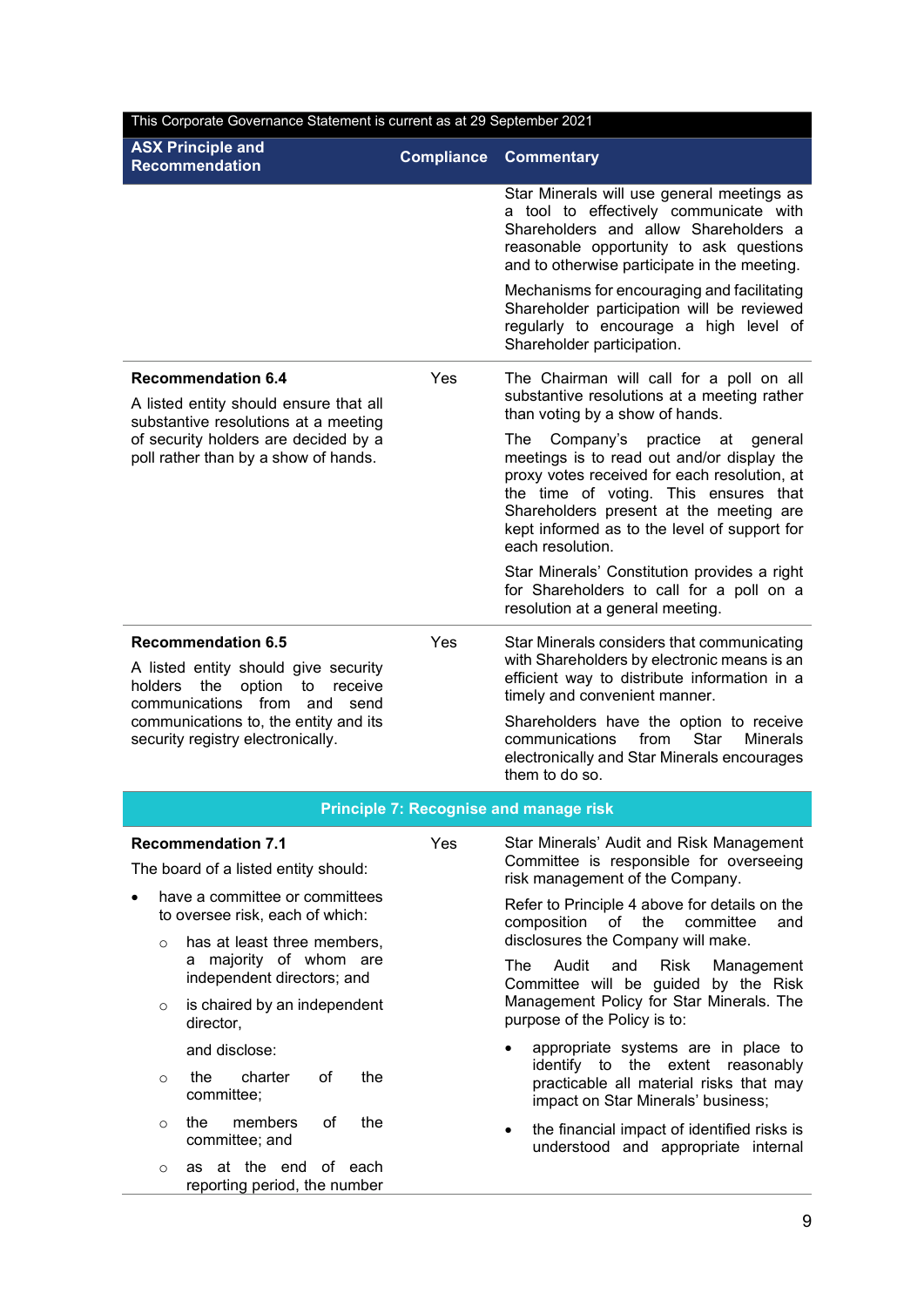This Corporate Governance Statement is current as at 29 September 2021

| ASX Principle and Recommendation | Compliance | Commentary |
|---|---|---|
| | | Star Minerals will use general meetings as a tool to effectively communicate with Shareholders and allow Shareholders a reasonable opportunity to ask questions and to otherwise participate in the meeting.<br><br>Mechanisms for encouraging and facilitating Shareholder participation will be reviewed regularly to encourage a high level of Shareholder participation. |
| **Recommendation 6.4**<br><br>A listed entity should ensure that all substantive resolutions at a meeting of security holders are decided by a poll rather than by a show of hands. | Yes | The Chairman will call for a poll on all substantive resolutions at a meeting rather than voting by a show of hands.<br><br>The Company's practice at general meetings is to read out and/or display the proxy votes received for each resolution, at the time of voting. This ensures that Shareholders present at the meeting are kept informed as to the level of support for each resolution.<br><br>Star Minerals' Constitution provides a right for Shareholders to call for a poll on a resolution at a general meeting. |
| **Recommendation 6.5**<br><br>A listed entity should give security holders the option to receive communications from and send communications to, the entity and its security registry electronically. | Yes | Star Minerals considers that communicating with Shareholders by electronic means is an efficient way to distribute information in a timely and convenient manner.<br><br>Shareholders have the option to receive communications from Star Minerals electronically and Star Minerals encourages them to do so. |
| **Principle 7: Recognise and manage risk** | | |
| **Recommendation 7.1**<br><br>The board of a listed entity should:<br><br>• have a committee or committees to oversee risk, each of which:<br>  ○ has at least three members, a majority of whom are independent directors; and<br>  ○ is chaired by an independent director,<br><br>  and disclose:<br>  ○ the charter of the committee;<br>  ○ the members of the committee; and<br>  ○ as at the end of each reporting period, the number | Yes | Star Minerals' Audit and Risk Management Committee is responsible for overseeing risk management of the Company.<br><br>Refer to Principle 4 above for details on the composition of the committee and disclosures the Company will make.<br><br>The Audit and Risk Management Committee will be guided by the Risk Management Policy for Star Minerals. The purpose of the Policy is to:<br><br>• appropriate systems are in place to identify to the extent reasonably practicable all material risks that may impact on Star Minerals' business;<br><br>• the financial impact of identified risks is understood and appropriate internal |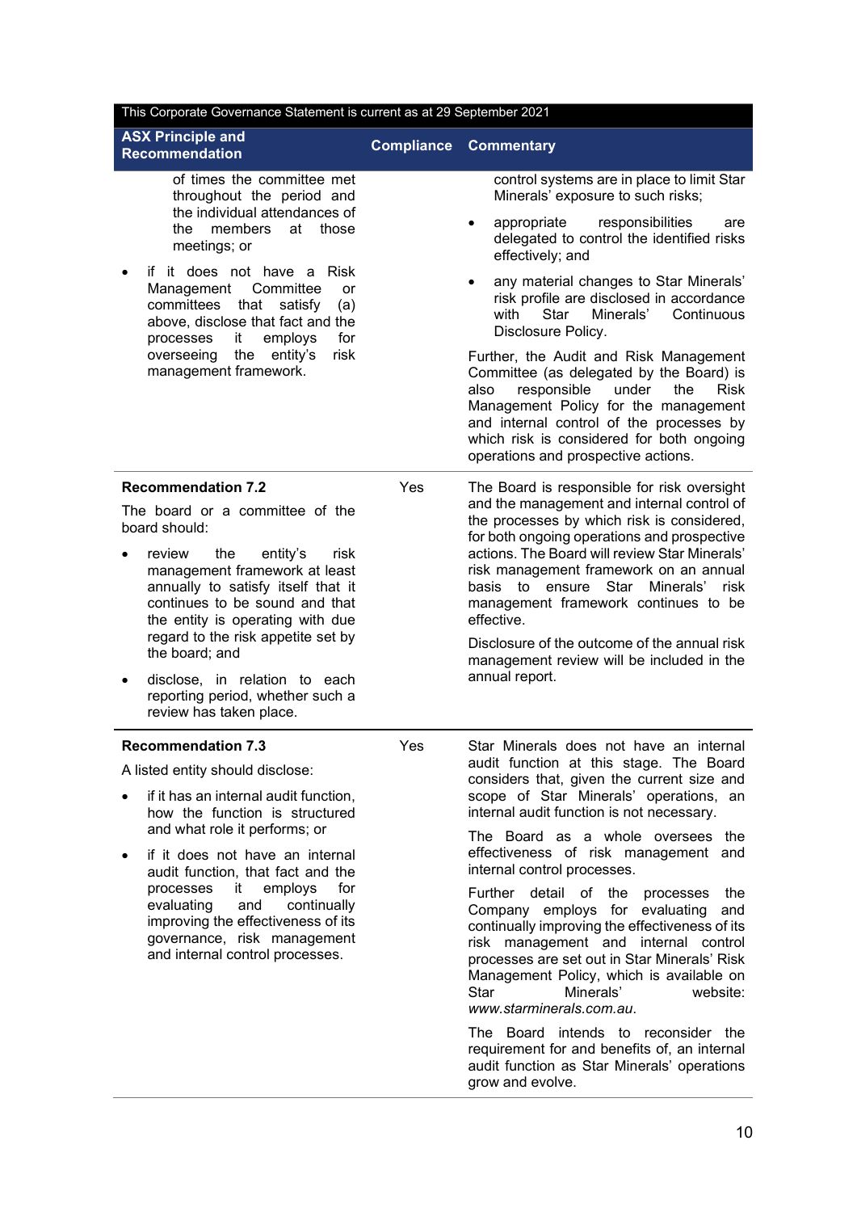This Corporate Governance Statement is current as at 29 September 2021

| ASX Principle and Recommendation | Compliance | Commentary |
|---|---|---|
| of times the committee met throughout the period and the individual attendances of the members at those meetings; or<br><br>• if it does not have a Risk Management Committee or committees that satisfy (a) above, disclose that fact and the processes it employs for overseeing the entity's risk management framework. | | control systems are in place to limit Star Minerals' exposure to such risks;<br><br>• appropriate responsibilities are delegated to control the identified risks effectively; and<br><br>• any material changes to Star Minerals' risk profile are disclosed in accordance with Star Minerals' Continuous Disclosure Policy.<br><br>Further, the Audit and Risk Management Committee (as delegated by the Board) is also responsible under the Risk Management Policy for the management and internal control of the processes by which risk is considered for both ongoing operations and prospective actions. |
| **Recommendation 7.2**<br><br>The board or a committee of the board should:<br><br>• review the entity's risk management framework at least annually to satisfy itself that it continues to be sound and that the entity is operating with due regard to the risk appetite set by the board; and<br><br>• disclose, in relation to each reporting period, whether such a review has taken place. | Yes | The Board is responsible for risk oversight and the management and internal control of the processes by which risk is considered, for both ongoing operations and prospective actions. The Board will review Star Minerals' risk management framework on an annual basis to ensure Star Minerals' risk management framework continues to be effective.<br><br>Disclosure of the outcome of the annual risk management review will be included in the annual report. |
| **Recommendation 7.3**<br><br>A listed entity should disclose:<br><br>• if it has an internal audit function, how the function is structured and what role it performs; or<br><br>• if it does not have an internal audit function, that fact and the processes it employs for evaluating and continually improving the effectiveness of its governance, risk management and internal control processes. | Yes | Star Minerals does not have an internal audit function at this stage. The Board considers that, given the current size and scope of Star Minerals' operations, an internal audit function is not necessary.<br><br>The Board as a whole oversees the effectiveness of risk management and internal control processes.<br><br>Further detail of the processes the Company employs for evaluating and continually improving the effectiveness of its risk management and internal control processes are set out in Star Minerals' Risk Management Policy, which is available on Star Minerals' website: *www.starminerals.com.au*.<br><br>The Board intends to reconsider the requirement for and benefits of, an internal audit function as Star Minerals' operations grow and evolve. |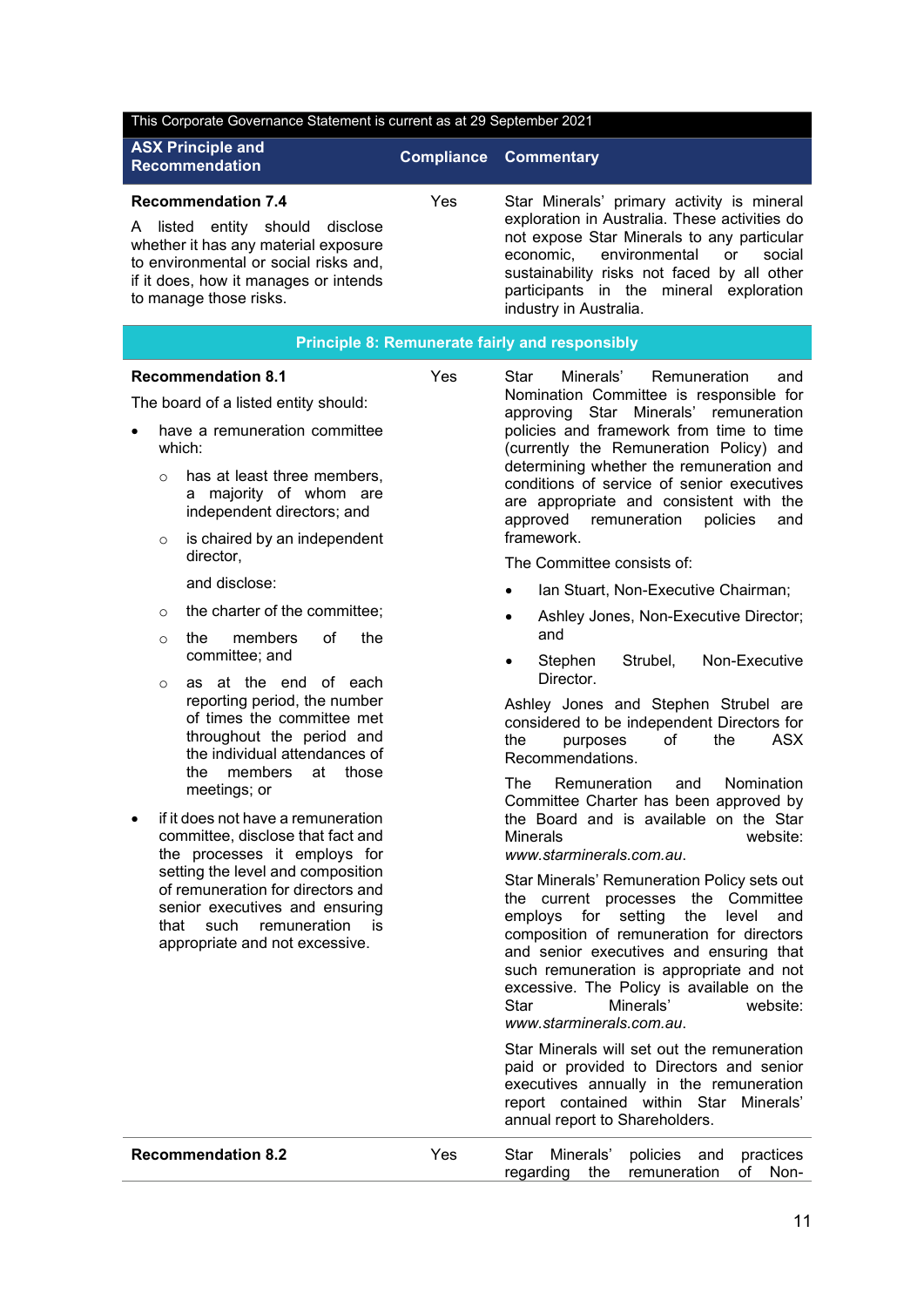This Corporate Governance Statement is current as at 29 September 2021

| ASX Principle and Recommendation | Compliance | Commentary |
|---|---|---|
| **Recommendation 7.4**<br>A listed entity should disclose whether it has any material exposure to environmental or social risks and, if it does, how it manages or intends to manage those risks. | Yes | Star Minerals' primary activity is mineral exploration in Australia. These activities do not expose Star Minerals to any particular economic, environmental or social sustainability risks not faced by all other participants in the mineral exploration industry in Australia. |
| **Principle 8: Remunerate fairly and responsibly** | | |
| **Recommendation 8.1**<br>The board of a listed entity should:<br>• have a remuneration committee which:<br>  ○ has at least three members, a majority of whom are independent directors; and<br>  ○ is chaired by an independent director,<br>  and disclose:<br>  ○ the charter of the committee;<br>  ○ the members of the committee; and<br>  ○ as at the end of each reporting period, the number of times the committee met throughout the period and the individual attendances of the members at those meetings; or<br>• if it does not have a remuneration committee, disclose that fact and the processes it employs for setting the level and composition of remuneration for directors and senior executives and ensuring that such remuneration is appropriate and not excessive. | Yes | Star Minerals' Remuneration and Nomination Committee is responsible for approving Star Minerals' remuneration policies and framework from time to time (currently the Remuneration Policy) and determining whether the remuneration and conditions of service of senior executives are appropriate and consistent with the approved remuneration policies and framework.<br>The Committee consists of:<br>• Ian Stuart, Non-Executive Chairman;<br>• Ashley Jones, Non-Executive Director; and<br>• Stephen Strubel, Non-Executive Director.<br>Ashley Jones and Stephen Strubel are considered to be independent Directors for the purposes of the ASX Recommendations.<br>The Remuneration and Nomination Committee Charter has been approved by the Board and is available on the Star Minerals website: *www.starminerals.com.au*.<br>Star Minerals' Remuneration Policy sets out the current processes the Committee employs for setting the level and composition of remuneration for directors and senior executives and ensuring that such remuneration is appropriate and not excessive. The Policy is available on the Star Minerals' website: *www.starminerals.com.au*.<br>Star Minerals will set out the remuneration paid or provided to Directors and senior executives annually in the remuneration report contained within Star Minerals' annual report to Shareholders. |
| **Recommendation 8.2** | Yes | Star Minerals' policies and practices regarding the remuneration of Non- |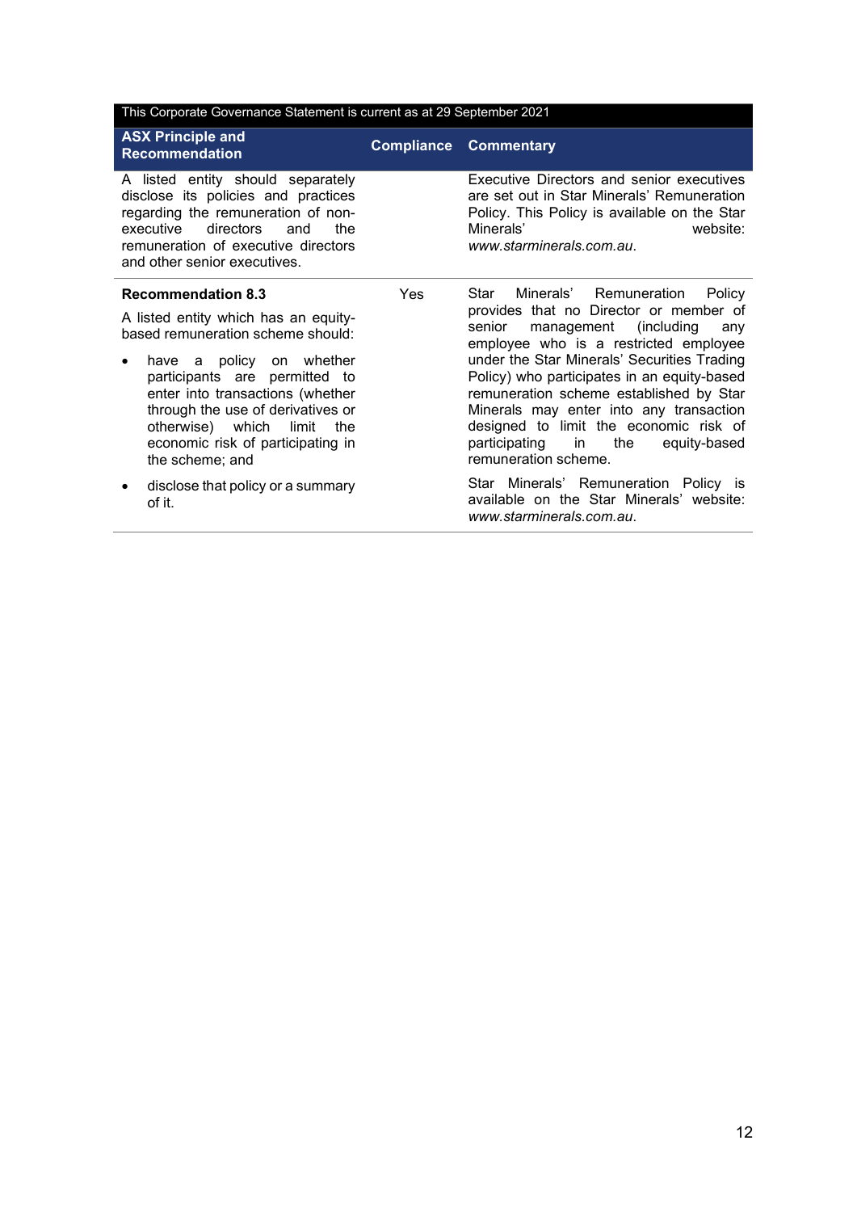| This Corporate Governance Statement is current as at 29 September 2021 | | |
|---|---|---|
| **ASX Principle and Recommendation** | **Compliance** | **Commentary** |
| A listed entity should separately disclose its policies and practices regarding the remuneration of non-executive directors and the remuneration of executive directors and other senior executives. | | Executive Directors and senior executives are set out in Star Minerals' Remuneration Policy. This Policy is available on the Star Minerals' website: *www.starminerals.com.au*. |
| **Recommendation 8.3**<br><br>A listed entity which has an equity-based remuneration scheme should:<br><br>• have a policy on whether participants are permitted to enter into transactions (whether through the use of derivatives or otherwise) which limit the economic risk of participating in the scheme; and<br><br>• disclose that policy or a summary of it. | Yes | Star Minerals' Remuneration Policy provides that no Director or member of senior management (including any employee who is a restricted employee under the Star Minerals' Securities Trading Policy) who participates in an equity-based remuneration scheme established by Star Minerals may enter into any transaction designed to limit the economic risk of participating in the equity-based remuneration scheme.<br><br>Star Minerals' Remuneration Policy is available on the Star Minerals' website: *www.starminerals.com.au*. |